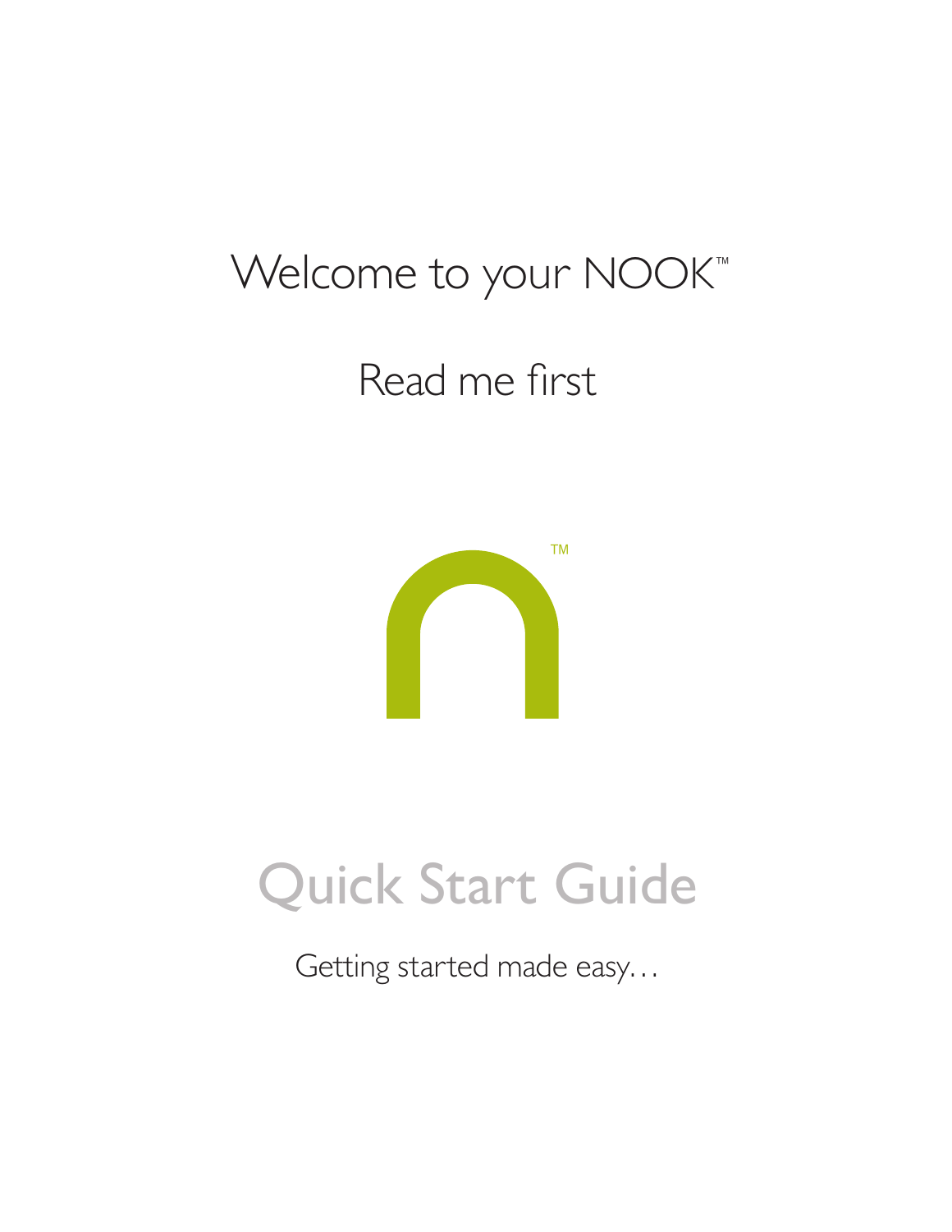# Welcome to your NOOK™

## Read me first

™

# Quick Start Guide

Getting started made easy…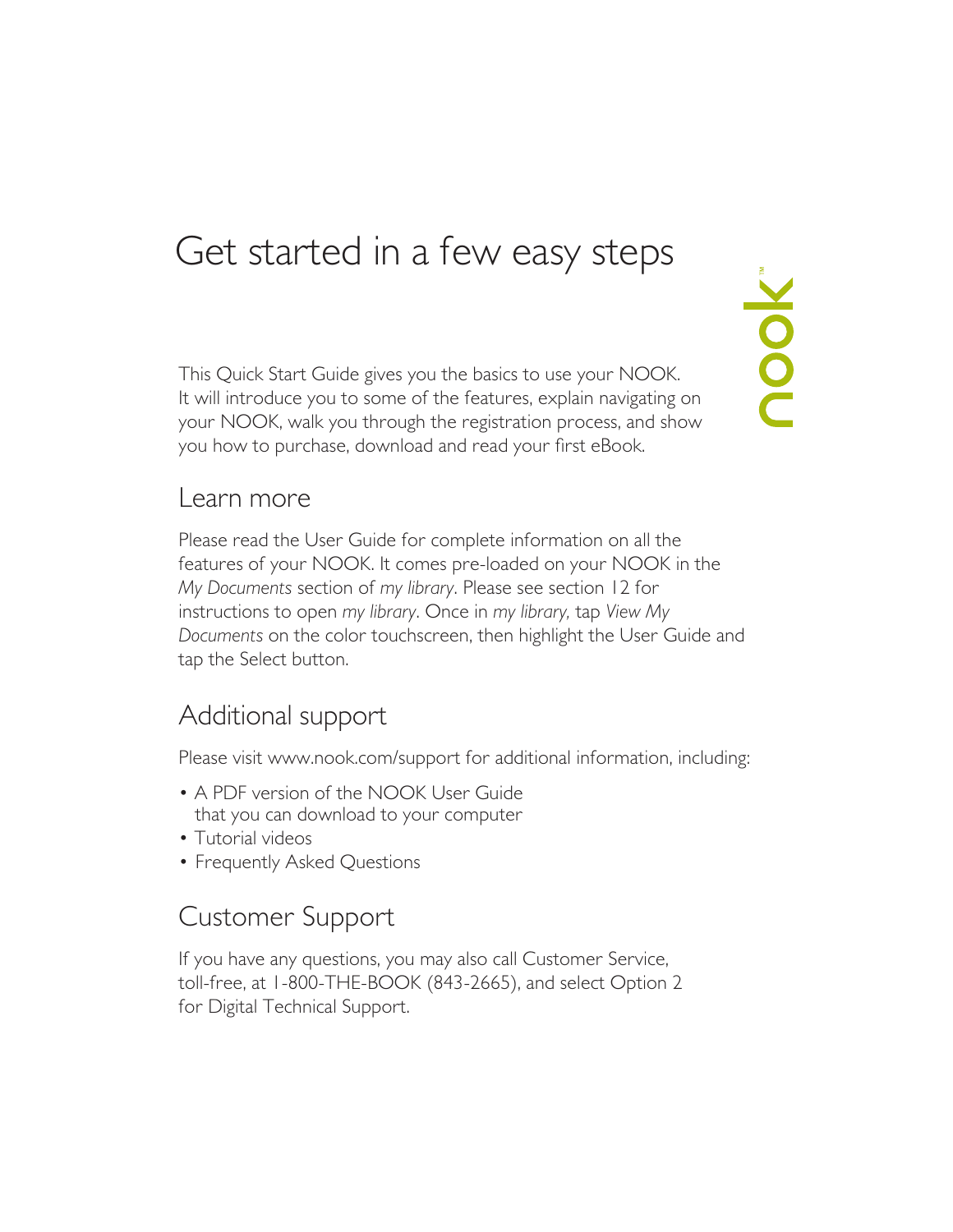# Get started in a few easy steps

This Quick Start Guide gives you the basics to use your NOOK. It will introduce you to some of the features, explain navigating on your NOOK, walk you through the registration process, and show you how to purchase, download and read your first eBook.

## Learn more

Please read the User Guide for complete information on all the features of your NOOK. It comes pre-loaded on your NOOK in the *My Documents* section of *my library*. Please see section 12 for instructions to open *my library*. Once in *my library,* tap *View My Documents* on the color touchscreen, then highlight the User Guide and tap the Select button.

## Additional support

Please visit www.nook.com/support for additional information, including:

- A PDF version of the NOOK User Guide that you can download to your computer
- Tutorial videos
- Frequently Asked Questions

## Customer Support

If you have any questions, you may also call Customer Service, toll-free, at 1-800-THE-BOOK (843-2665), and select Option 2 for Digital Technical Support.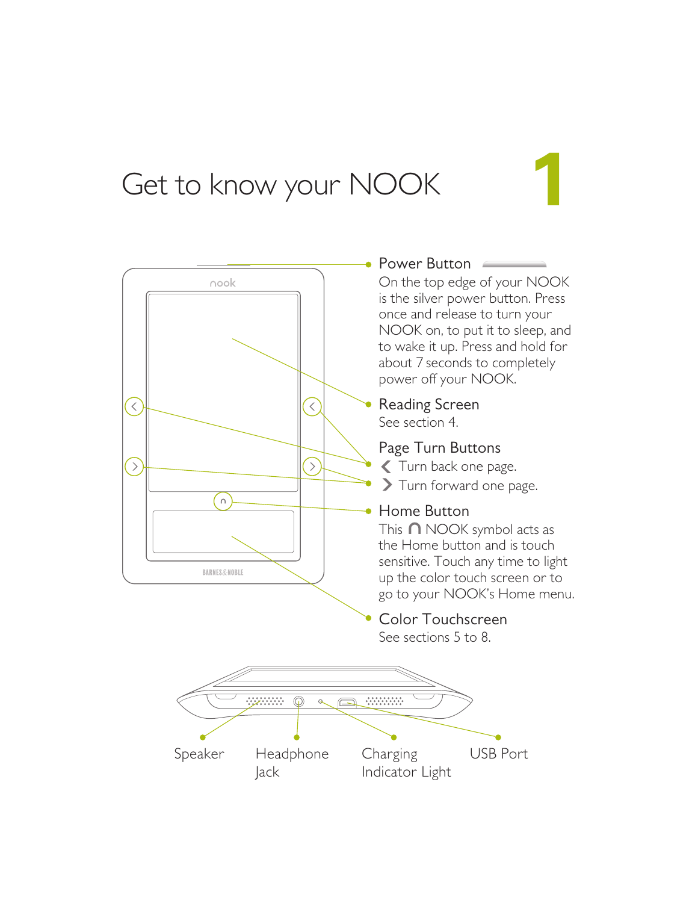# Get to know your NOOK

**1**

### Power Button

On the top edge of your NOOK is the silver power button. Press once and release to turn your NOOK on, to put it to sleep, and to wake it up. Press and hold for about 7 seconds to completely power off your NOOK.

### Reading Screen

See section 4.

### Page Turn Buttons

❮ Turn back one page.

❯ Turn forward one page.

### Home Button

This ∩ NOOK symbol acts as the Home button and is touch sensitive. Touch any time to light up the color touch screen or to go to your NOOK's Home menu.

### Color Touchscreen

See sections 5 to 8.

Speaker

Headphone Jack

Charging Indicator Light

USB Port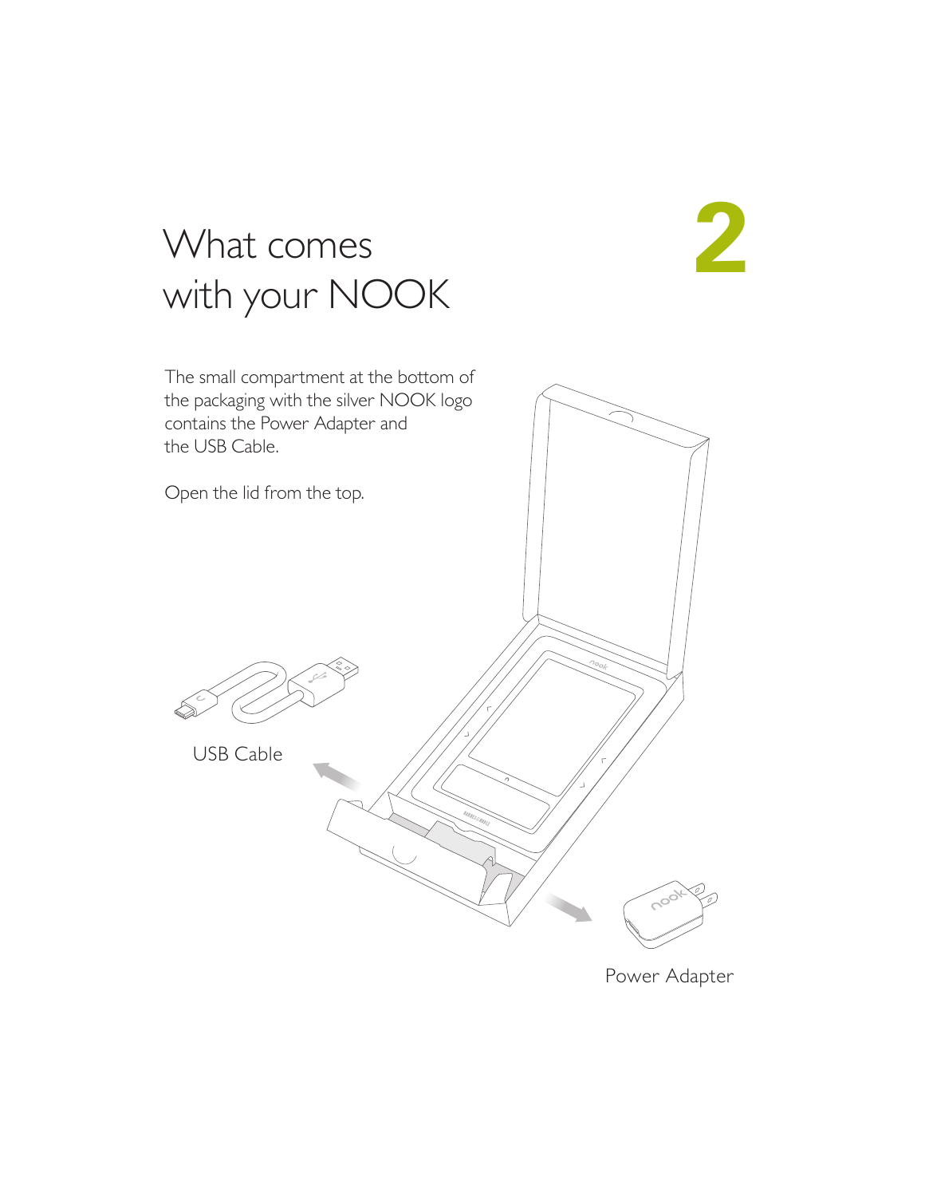# What comes with your NOOK

2

The small compartment at the bottom of the packaging with the silver NOOK logo contains the Power Adapter and the USB Cable.

Open the lid from the top.

USB Cable

Power Adapter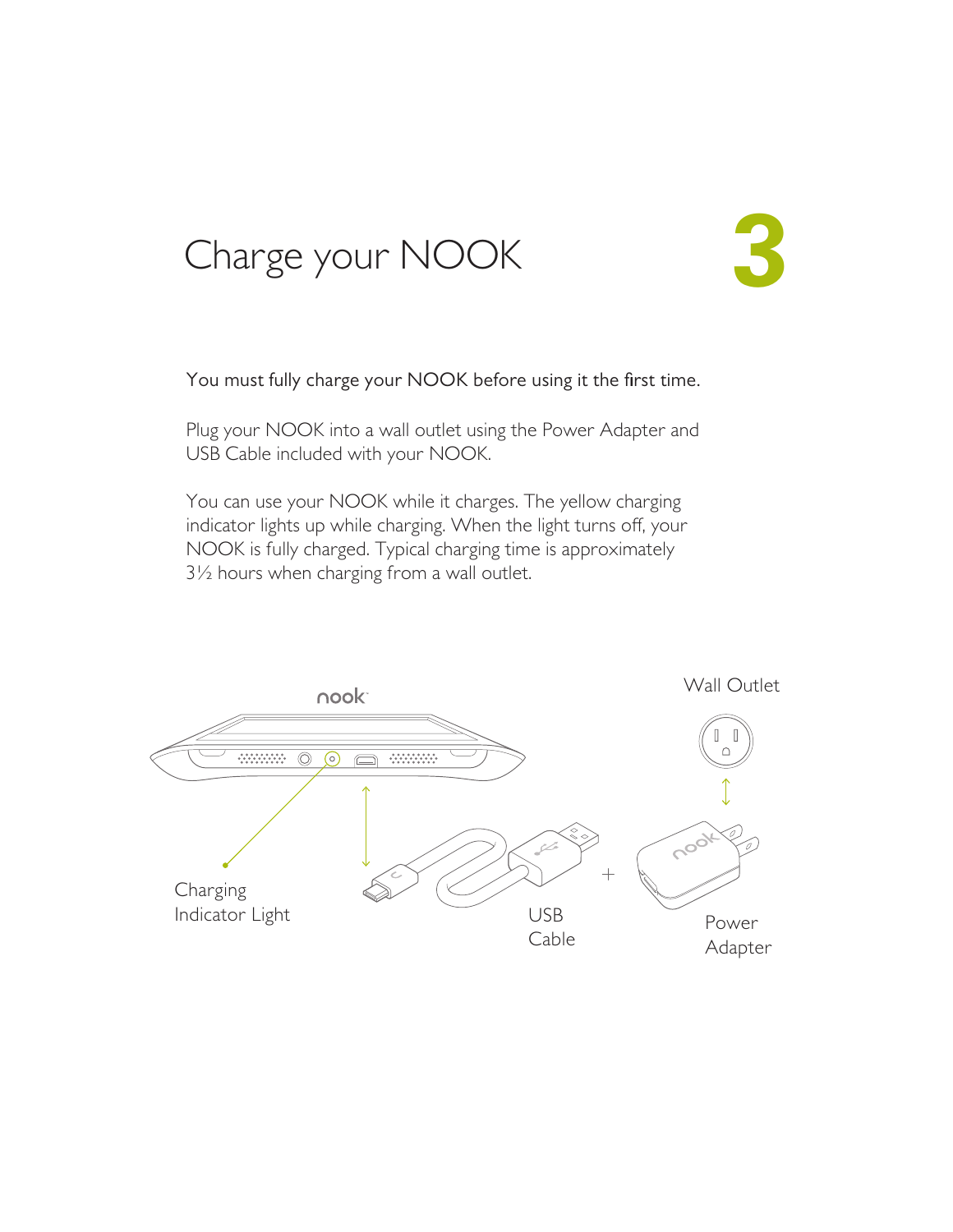# Charge your NOOK

**3**

You must fully charge your NOOK before using it the first time.

Plug your NOOK into a wall outlet using the Power Adapter and USB Cable included with your NOOK.

You can use your NOOK while it charges. The yellow charging indicator lights up while charging. When the light turns off, your NOOK is fully charged. Typical charging time is approximately 3½ hours when charging from a wall outlet.

nook

Wall Outlet

Charging Indicator Light

USB Cable

Power Adapter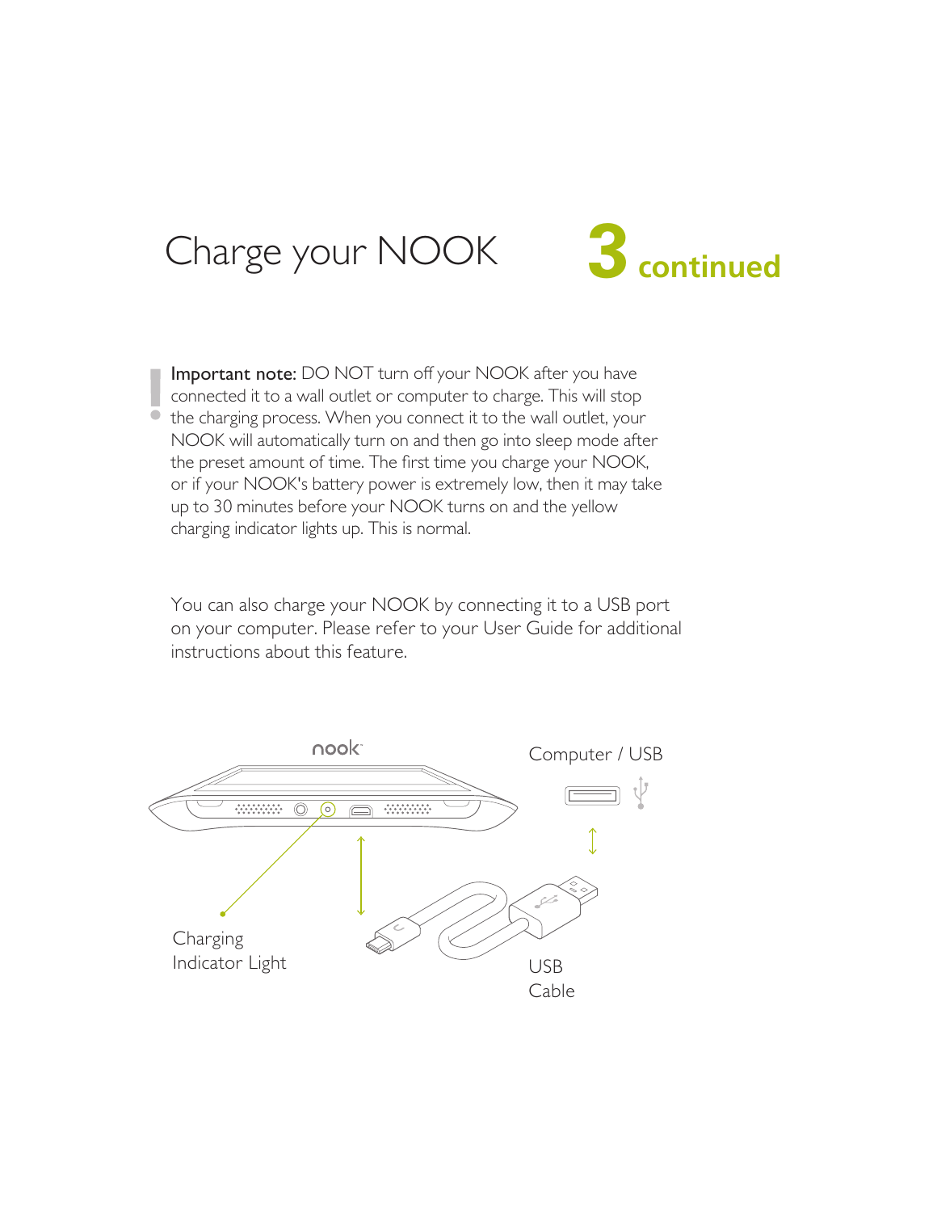# Charge your NOOK 3 continued

**Important note:** DO NOT turn off your NOOK after you have connected it to a wall outlet or computer to charge. This will stop the charging process. When you connect it to the wall outlet, your NOOK will automatically turn on and then go into sleep mode after the preset amount of time. The first time you charge your NOOK, or if your NOOK's battery power is extremely low, then it may take up to 30 minutes before your NOOK turns on and the yellow charging indicator lights up. This is normal.

You can also charge your NOOK by connecting it to a USB port on your computer. Please refer to your User Guide for additional instructions about this feature.

nook

Computer / USB

Charging Indicator Light

USB Cable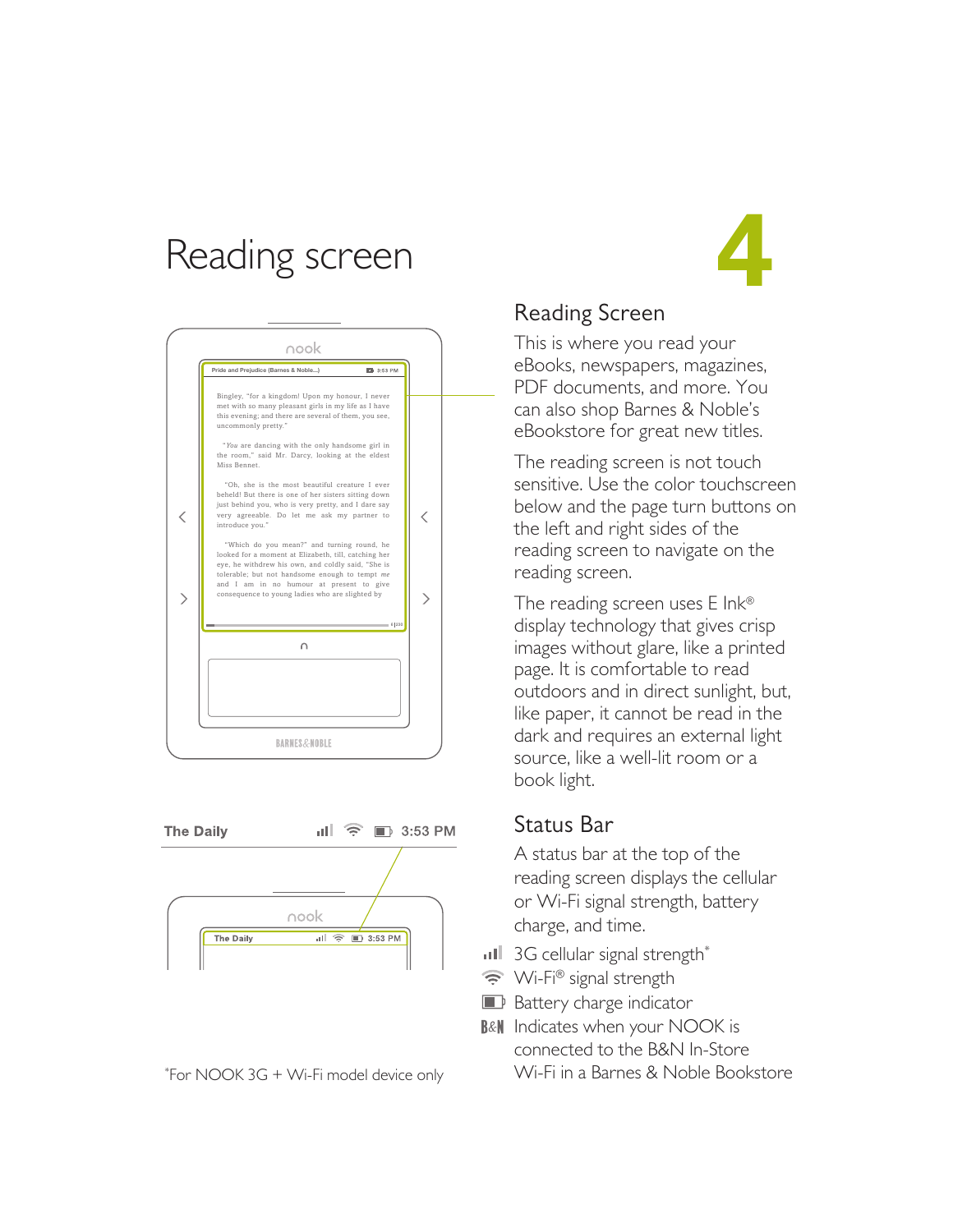# Reading screen

4

## Reading Screen

This is where you read your eBooks, newspapers, magazines, PDF documents, and more. You can also shop Barnes & Noble's eBookstore for great new titles.

The reading screen is not touch sensitive. Use the color touchscreen below and the page turn buttons on the left and right sides of the reading screen to navigate on the reading screen.

The reading screen uses E Ink® display technology that gives crisp images without glare, like a printed page. It is comfortable to read outdoors and in direct sunlight, but, like paper, it cannot be read in the dark and requires an external light source, like a well-lit room or a book light.

## Status Bar

A status bar at the top of the reading screen displays the cellular or Wi-Fi signal strength, battery charge, and time.

- 3G cellular signal strength*
- Wi-Fi® signal strength
- Battery charge indicator
- B&N Indicates when your NOOK is connected to the B&N In-Store Wi-Fi in a Barnes & Noble Bookstore

*For NOOK 3G + Wi-Fi model device only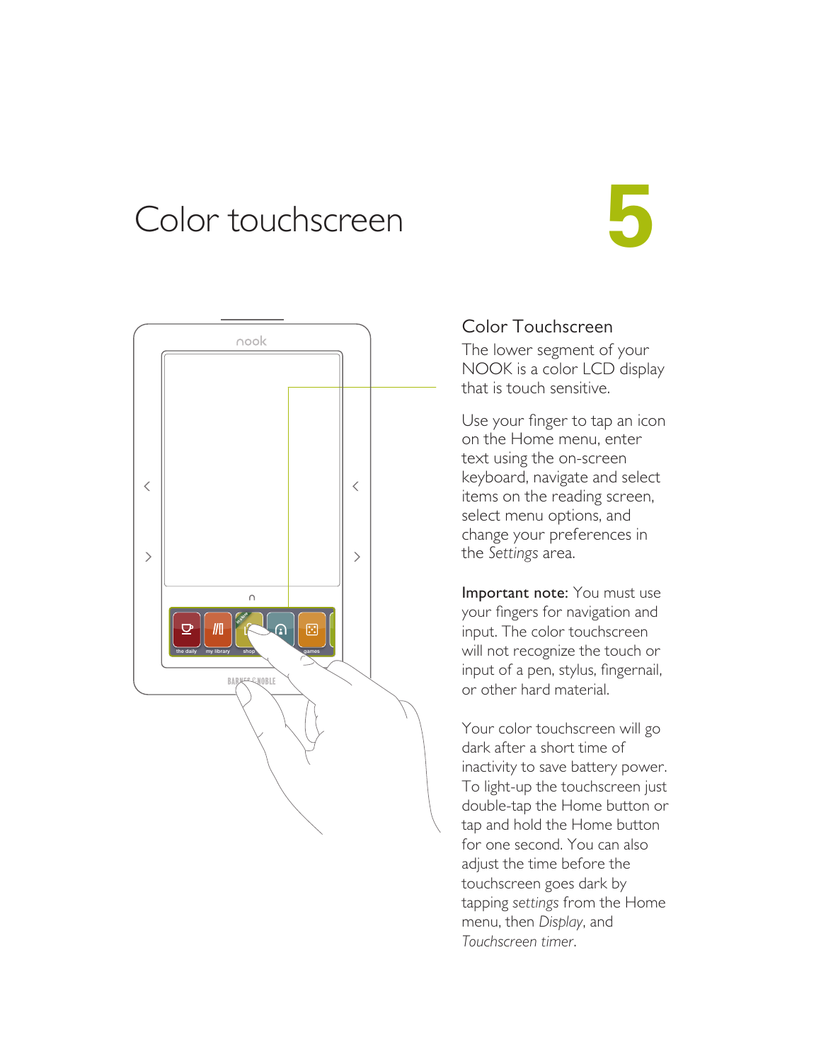# Color touchscreen

5

## Color Touchscreen

The lower segment of your NOOK is a color LCD display that is touch sensitive.

Use your finger to tap an icon on the Home menu, enter text using the on-screen keyboard, navigate and select items on the reading screen, select menu options, and change your preferences in the *Settings* area.

**Important note:** You must use your fingers for navigation and input. The color touchscreen will not recognize the touch or input of a pen, stylus, fingernail, or other hard material.

Your color touchscreen will go dark after a short time of inactivity to save battery power. To light-up the touchscreen just double-tap the Home button or tap and hold the Home button for one second. You can also adjust the time before the touchscreen goes dark by tapping *settings* from the Home menu, then *Display*, and *Touchscreen timer*.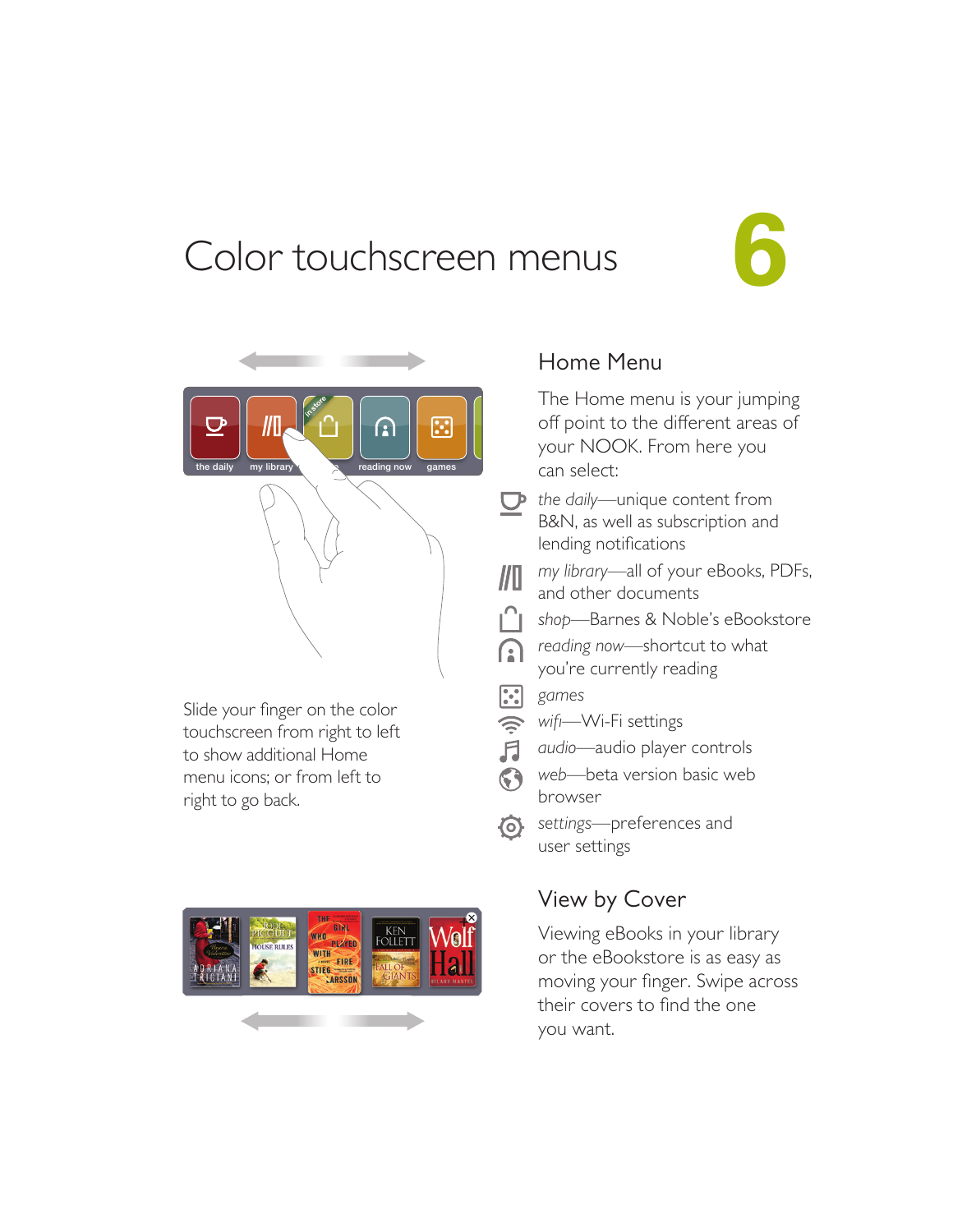# Color touchscreen menus

6

Slide your finger on the color touchscreen from right to left to show additional Home menu icons; or from left to right to go back.

## Home Menu

The Home menu is your jumping off point to the different areas of your NOOK. From here you can select:

- *the daily*—unique content from B&N, as well as subscription and lending notifications
- *my library*—all of your eBooks, PDFs, and other documents
- *shop*—Barnes & Noble's eBookstore
- *reading now*—shortcut to what you're currently reading
- *games*
- *wifi*—Wi-Fi settings
- *audio*—audio player controls
- *web*—beta version basic web browser
- *settings*—preferences and user settings

## View by Cover

Viewing eBooks in your library or the eBookstore is as easy as moving your finger. Swipe across their covers to find the one you want.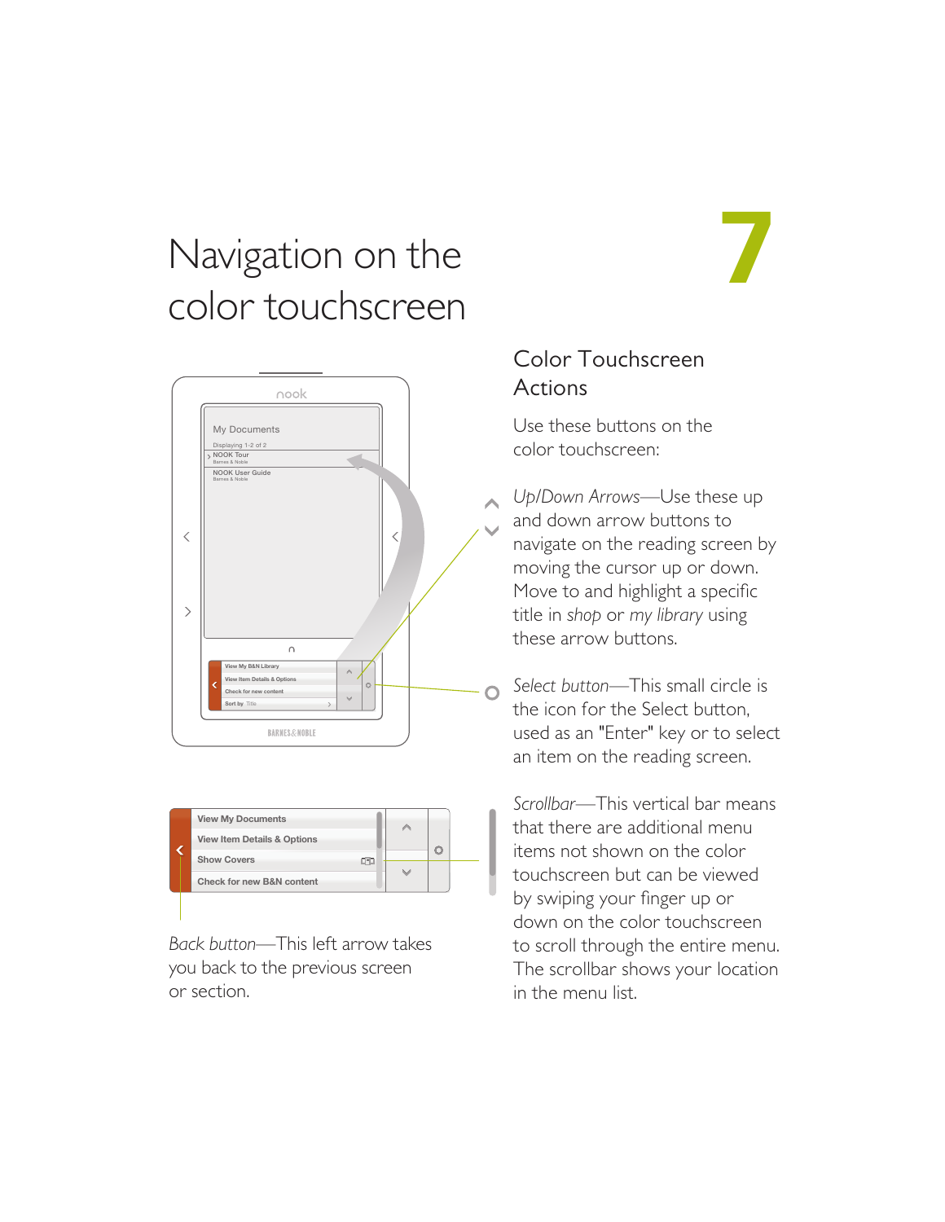# Navigation on the color touchscreen

7

## Color Touchscreen Actions

Use these buttons on the color touchscreen:

*Up/Down Arrows*—Use these up and down arrow buttons to navigate on the reading screen by moving the cursor up or down. Move to and highlight a specific title in *shop* or *my library* using these arrow buttons.

*Select button*—This small circle is the icon for the Select button, used as an "Enter" key or to select an item on the reading screen.

*Scrollbar*—This vertical bar means that there are additional menu items not shown on the color touchscreen but can be viewed by swiping your finger up or down on the color touchscreen to scroll through the entire menu. The scrollbar shows your location in the menu list.

*Back button*—This left arrow takes you back to the previous screen or section.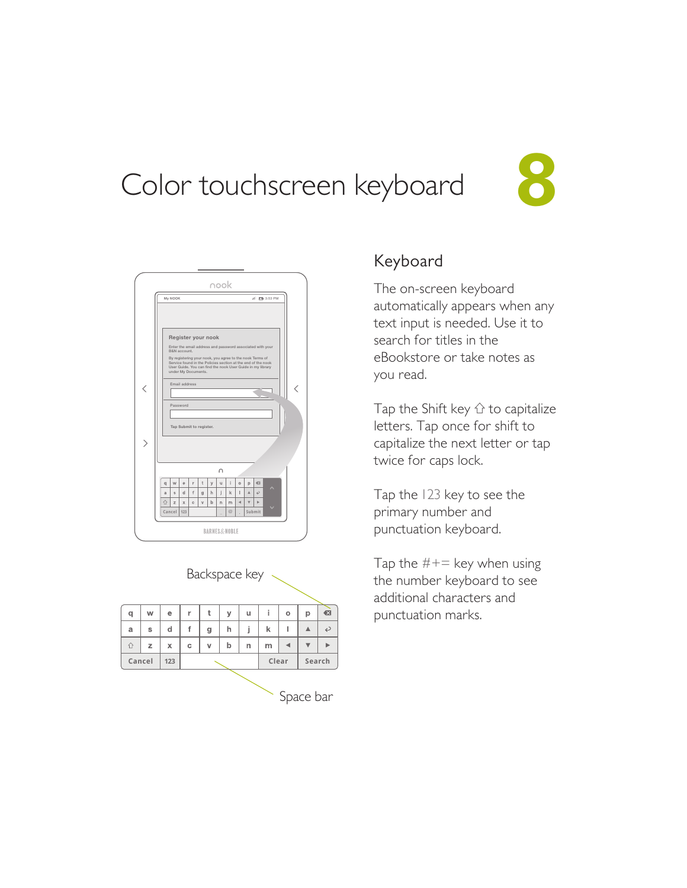# Color touchscreen keyboard

8

Backspace key

Space bar

## Keyboard

The on-screen keyboard automatically appears when any text input is needed. Use it to search for titles in the eBookstore or take notes as you read.

Tap the Shift key ⇧ to capitalize letters. Tap once for shift to capitalize the next letter or tap twice for caps lock.

Tap the 123 key to see the primary number and punctuation keyboard.

Tap the #+= key when using the number keyboard to see additional characters and punctuation marks.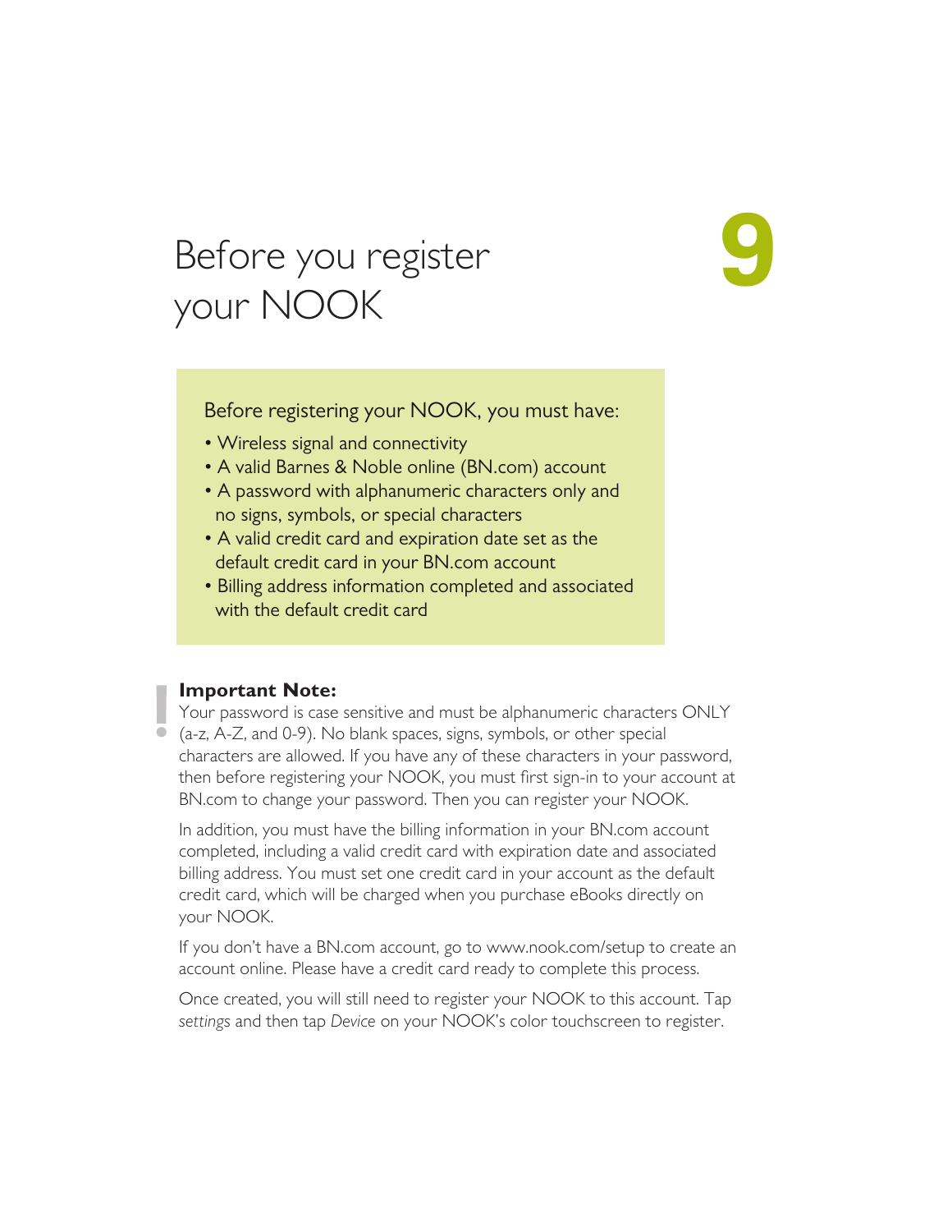# Before you register your NOOK

9

Before registering your NOOK, you must have:

- Wireless signal and connectivity
- A valid Barnes & Noble online (BN.com) account
- A password with alphanumeric characters only and no signs, symbols, or special characters
- A valid credit card and expiration date set as the default credit card in your BN.com account
- Billing address information completed and associated with the default credit card

**Important Note:**
Your password is case sensitive and must be alphanumeric characters ONLY (a-z, A-Z, and 0-9). No blank spaces, signs, symbols, or other special characters are allowed. If you have any of these characters in your password, then before registering your NOOK, you must first sign-in to your account at BN.com to change your password. Then you can register your NOOK.

In addition, you must have the billing information in your BN.com account completed, including a valid credit card with expiration date and associated billing address. You must set one credit card in your account as the default credit card, which will be charged when you purchase eBooks directly on your NOOK.

If you don't have a BN.com account, go to www.nook.com/setup to create an account online. Please have a credit card ready to complete this process.

Once created, you will still need to register your NOOK to this account. Tap *settings* and then tap *Device* on your NOOK's color touchscreen to register.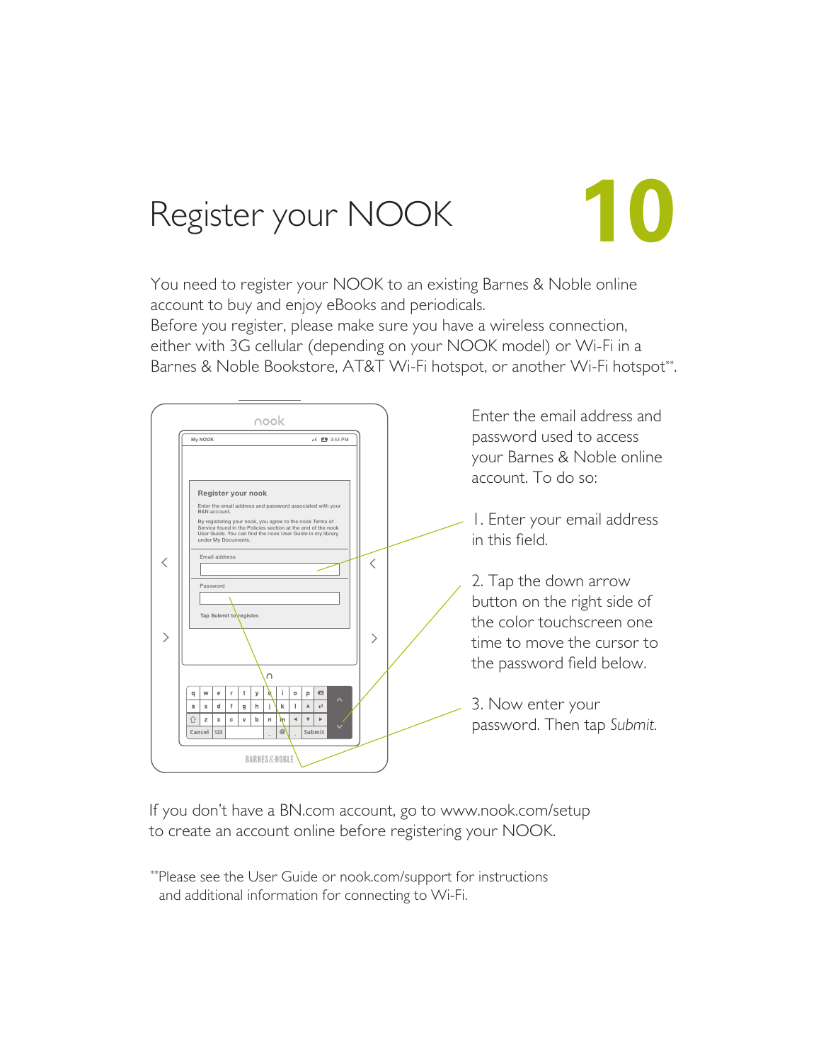# Register your NOOK

10

You need to register your NOOK to an existing Barnes & Noble online account to buy and enjoy eBooks and periodicals.
Before you register, please make sure you have a wireless connection, either with 3G cellular (depending on your NOOK model) or Wi-Fi in a Barnes & Noble Bookstore, AT&T Wi-Fi hotspot, or another Wi-Fi hotspot**.

Enter the email address and password used to access your Barnes & Noble online account. To do so:

1. Enter your email address in this field.

2. Tap the down arrow button on the right side of the color touchscreen one time to move the cursor to the password field below.

3. Now enter your password. Then tap *Submit.*

If you don't have a BN.com account, go to www.nook.com/setup to create an account online before registering your NOOK.

**Please see the User Guide or nook.com/support for instructions and additional information for connecting to Wi-Fi.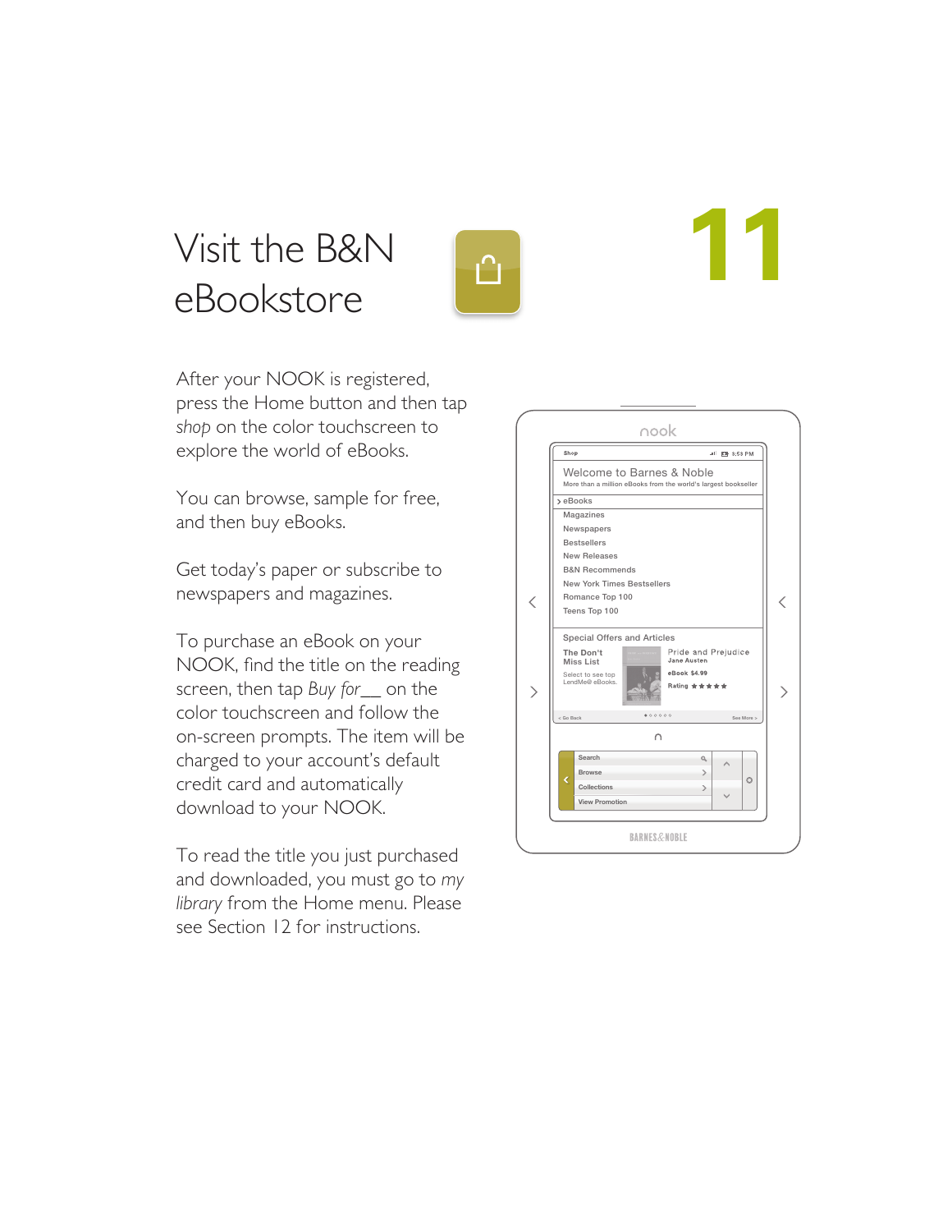# Visit the B&N eBookstore

11

After your NOOK is registered, press the Home button and then tap *shop* on the color touchscreen to explore the world of eBooks.

You can browse, sample for free, and then buy eBooks.

Get today's paper or subscribe to newspapers and magazines.

To purchase an eBook on your NOOK, find the title on the reading screen, then tap *Buy for__* on the color touchscreen and follow the on-screen prompts. The item will be charged to your account's default credit card and automatically download to your NOOK.

To read the title you just purchased and downloaded, you must go to *my library* from the Home menu. Please see Section 12 for instructions.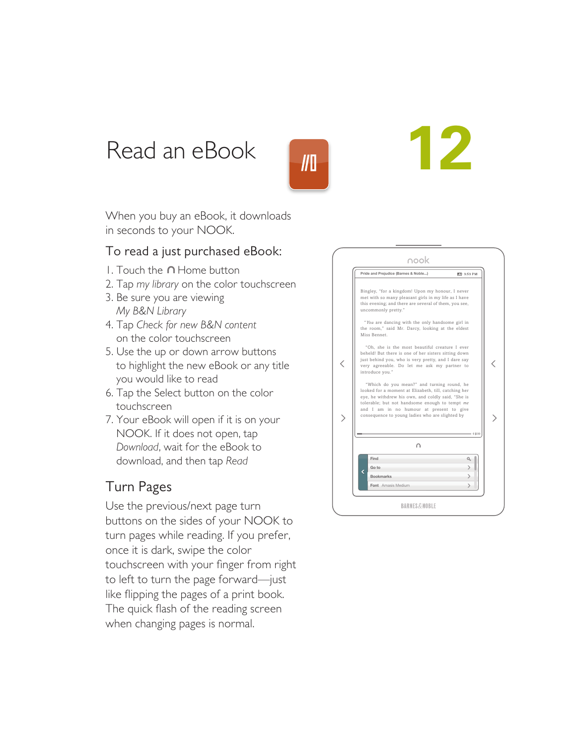# Read an eBook

12

When you buy an eBook, it downloads in seconds to your NOOK.

## To read a just purchased eBook:

1. Touch the ∩ Home button
2. Tap *my library* on the color touchscreen
3. Be sure you are viewing *My B&N Library*
4. Tap *Check for new B&N content* on the color touchscreen
5. Use the up or down arrow buttons to highlight the new eBook or any title you would like to read
6. Tap the Select button on the color touchscreen
7. Your eBook will open if it is on your NOOK. If it does not open, tap *Download*, wait for the eBook to download, and then tap *Read*

## Turn Pages

Use the previous/next page turn buttons on the sides of your NOOK to turn pages while reading. If you prefer, once it is dark, swipe the color touchscreen with your finger from right to left to turn the page forward—just like flipping the pages of a print book. The quick flash of the reading screen when changing pages is normal.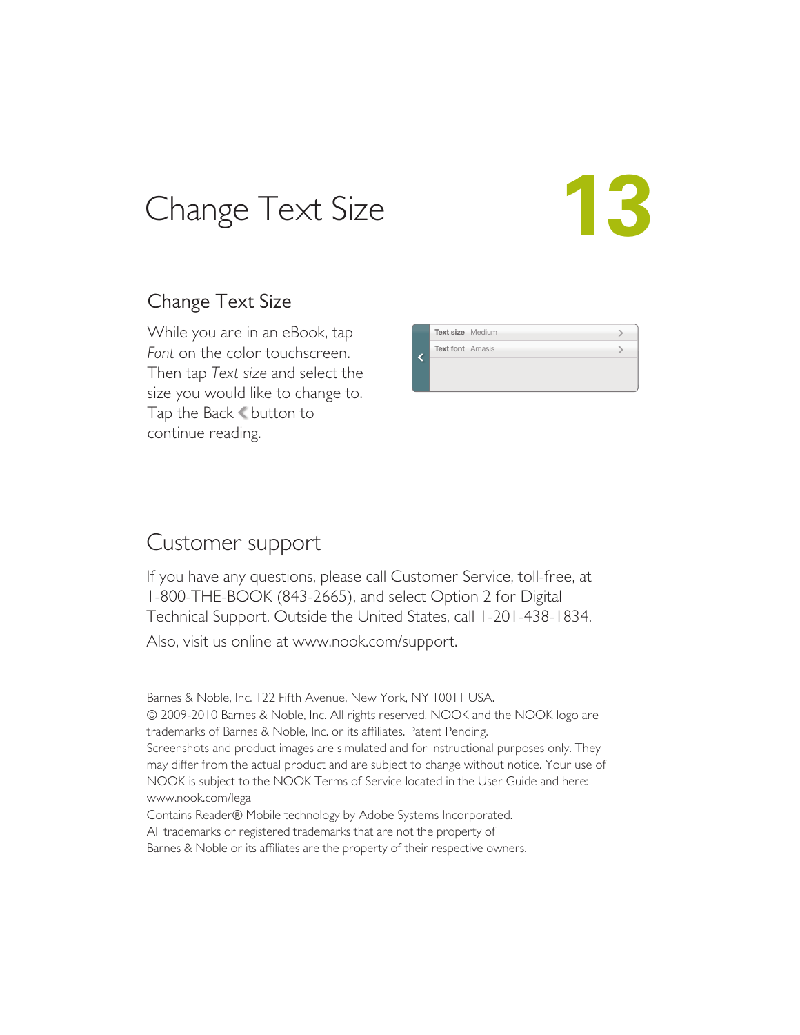# Change Text Size 13

## Change Text Size

While you are in an eBook, tap *Font* on the color touchscreen. Then tap *Text size* and select the size you would like to change to. Tap the Back button to continue reading.

Text size Medium

Text font Amasis

## Customer support

If you have any questions, please call Customer Service, toll-free, at 1-800-THE-BOOK (843-2665), and select Option 2 for Digital Technical Support. Outside the United States, call 1-201-438-1834.

Also, visit us online at www.nook.com/support.

Barnes & Noble, Inc. 122 Fifth Avenue, New York, NY 10011 USA.
© 2009-2010 Barnes & Noble, Inc. All rights reserved. NOOK and the NOOK logo are trademarks of Barnes & Noble, Inc. or its affiliates. Patent Pending.
Screenshots and product images are simulated and for instructional purposes only. They may differ from the actual product and are subject to change without notice. Your use of NOOK is subject to the NOOK Terms of Service located in the User Guide and here: www.nook.com/legal
Contains Reader® Mobile technology by Adobe Systems Incorporated.
All trademarks or registered trademarks that are not the property of Barnes & Noble or its affiliates are the property of their respective owners.